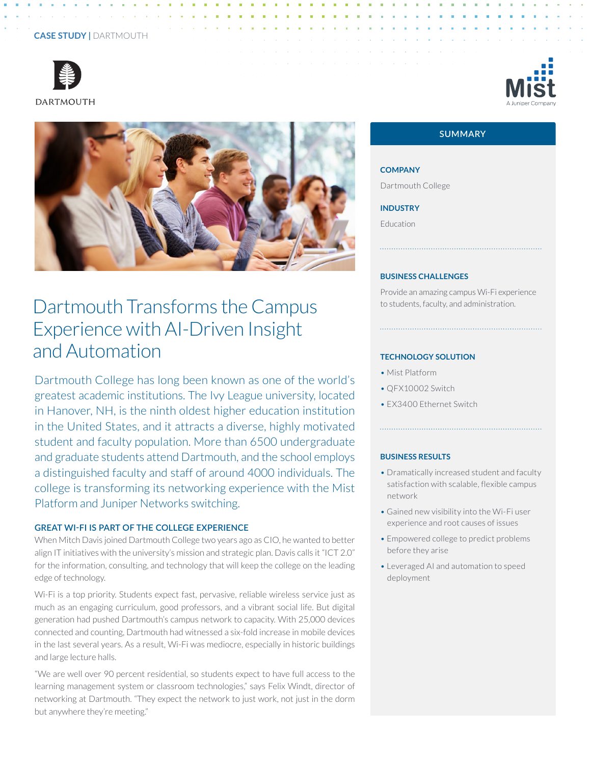CASE STUDY | DARTMOUTH

# Dartmouth Transforms the Campus Experience with AI-Driven Insight and Automation

Dartmouth College has long been known as one of the world's greatest academic institutions. The Ivy League university, located in Hanover, NH, is the ninth oldest higher education institution in the United States, and it attracts a diverse, highly motivated student and faculty population. More than 6500 undergraduate and graduate students attend Dartmouth, and the school employs a distinguished faculty and staff of around 4000 individuals. The college is transforming its networking experience with the Mist Platform and Juniper Networks switching.

## GREAT WI-FI IS PART OF THE COLLEGE EXPERIENCE

When Mitch Davis joined Dartmouth College two years ago as CIO, he wanted to better align IT initiatives with the university's mission and strategic plan. Davis calls it "ICT 2.0" for the information, consulting, and technology that will keep the college on the leading edge of technology.

Wi-Fi is a top priority. Students expect fast, pervasive, reliable wireless service just as much as an engaging curriculum, good professors, and a vibrant social life. But digital generation had pushed Dartmouth's campus network to capacity. With 25,000 devices connected and counting, Dartmouth had witnessed a six-fold increase in mobile devices in the last several years. As a result, Wi-Fi was mediocre, especially in historic buildings and large lecture halls.

"We are well over 90 percent residential, so students expect to have full access to the learning management system or classroom technologies," says Felix Windt, director of networking at Dartmouth. "They expect the network to just work, not just in the dorm but anywhere they're meeting."

## SUMMARY

### COMPANY

Dartmouth College

### INDUSTRY

Education

### BUSINESS CHALLENGES

Provide an amazing campus Wi-Fi experience to students, faculty, and administration.

### TECHNOLOGY SOLUTION

- Mist Platform
- QFX10002 Switch
- EX3400 Ethernet Switch

### BUSINESS RESULTS

- Dramatically increased student and faculty satisfaction with scalable, flexible campus network
- Gained new visibility into the Wi-Fi user experience and root causes of issues
- Empowered college to predict problems before they arise
- Leveraged AI and automation to speed deployment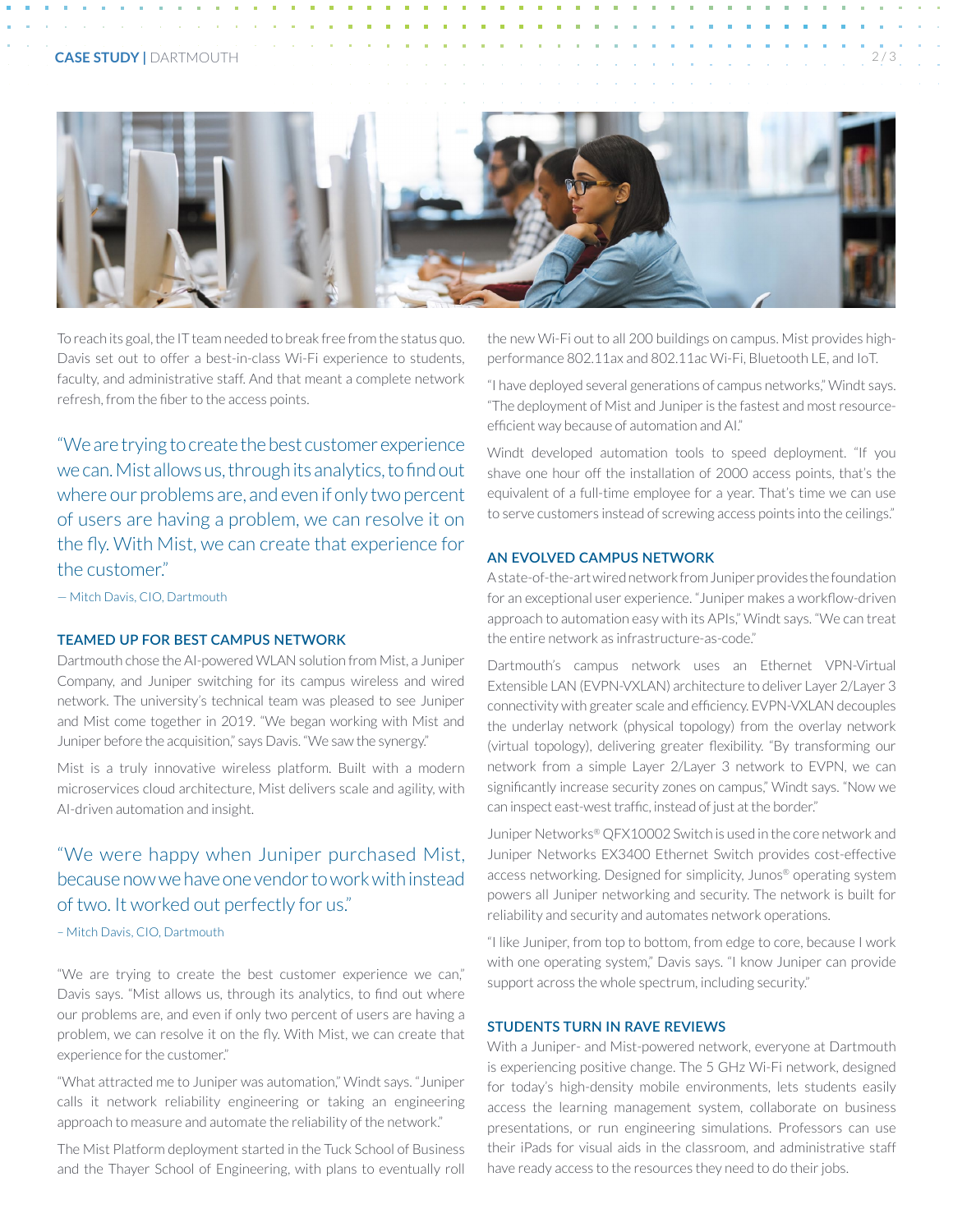To reach its goal, the IT team needed to break free from the status quo. Davis set out to offer a best-in-class Wi-Fi experience to students, faculty, and administrative staff. And that meant a complete network refresh, from the fiber to the access points.

> "We are trying to create the best customer experience we can. Mist allows us, through its analytics, to find out where our problems are, and even if only two percent of users are having a problem, we can resolve it on the fly. With Mist, we can create that experience for the customer."
>
> — Mitch Davis, CIO, Dartmouth

## TEAMED UP FOR BEST CAMPUS NETWORK

Dartmouth chose the AI-powered WLAN solution from Mist, a Juniper Company, and Juniper switching for its campus wireless and wired network. The university's technical team was pleased to see Juniper and Mist come together in 2019. "We began working with Mist and Juniper before the acquisition," says Davis. "We saw the synergy."

Mist is a truly innovative wireless platform. Built with a modern microservices cloud architecture, Mist delivers scale and agility, with AI-driven automation and insight.

> "We were happy when Juniper purchased Mist, because now we have one vendor to work with instead of two. It worked out perfectly for us."
>
> – Mitch Davis, CIO, Dartmouth

"We are trying to create the best customer experience we can," Davis says. "Mist allows us, through its analytics, to find out where our problems are, and even if only two percent of users are having a problem, we can resolve it on the fly. With Mist, we can create that experience for the customer."

"What attracted me to Juniper was automation," Windt says. "Juniper calls it network reliability engineering or taking an engineering approach to measure and automate the reliability of the network."

The Mist Platform deployment started in the Tuck School of Business and the Thayer School of Engineering, with plans to eventually roll the new Wi-Fi out to all 200 buildings on campus. Mist provides high-performance 802.11ax and 802.11ac Wi-Fi, Bluetooth LE, and IoT.

"I have deployed several generations of campus networks," Windt says. "The deployment of Mist and Juniper is the fastest and most resource-efficient way because of automation and AI."

Windt developed automation tools to speed deployment. "If you shave one hour off the installation of 2000 access points, that's the equivalent of a full-time employee for a year. That's time we can use to serve customers instead of screwing access points into the ceilings."

## AN EVOLVED CAMPUS NETWORK

A state-of-the-art wired network from Juniper provides the foundation for an exceptional user experience. "Juniper makes a workflow-driven approach to automation easy with its APIs," Windt says. "We can treat the entire network as infrastructure-as-code."

Dartmouth's campus network uses an Ethernet VPN-Virtual Extensible LAN (EVPN-VXLAN) architecture to deliver Layer 2/Layer 3 connectivity with greater scale and efficiency. EVPN-VXLAN decouples the underlay network (physical topology) from the overlay network (virtual topology), delivering greater flexibility. "By transforming our network from a simple Layer 2/Layer 3 network to EVPN, we can significantly increase security zones on campus," Windt says. "Now we can inspect east-west traffic, instead of just at the border."

Juniper Networks® QFX10002 Switch is used in the core network and Juniper Networks EX3400 Ethernet Switch provides cost-effective access networking. Designed for simplicity, Junos® operating system powers all Juniper networking and security. The network is built for reliability and security and automates network operations.

"I like Juniper, from top to bottom, from edge to core, because I work with one operating system," Davis says. "I know Juniper can provide support across the whole spectrum, including security."

## STUDENTS TURN IN RAVE REVIEWS

With a Juniper- and Mist-powered network, everyone at Dartmouth is experiencing positive change. The 5 GHz Wi-Fi network, designed for today's high-density mobile environments, lets students easily access the learning management system, collaborate on business presentations, or run engineering simulations. Professors can use their iPads for visual aids in the classroom, and administrative staff have ready access to the resources they need to do their jobs.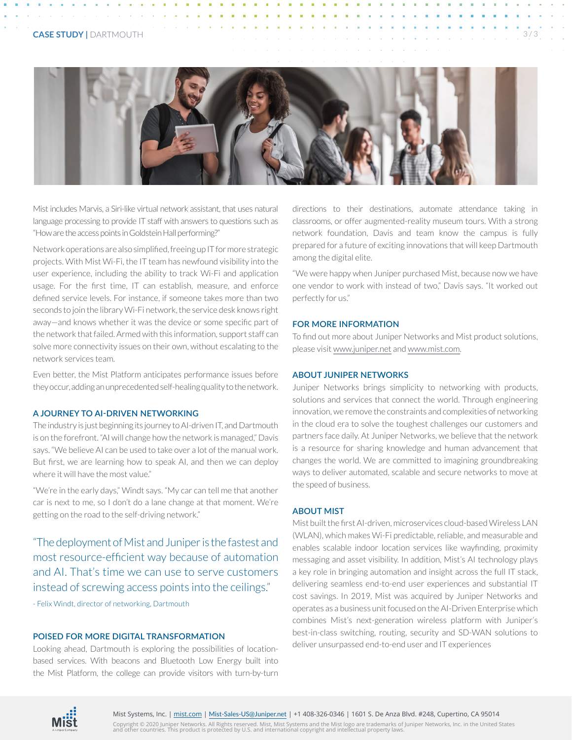Mist includes Marvis, a Siri-like virtual network assistant, that uses natural language processing to provide IT staff with answers to questions such as "How are the access points in Goldstein Hall performing?"

Network operations are also simplified, freeing up IT for more strategic projects. With Mist Wi-Fi, the IT team has newfound visibility into the user experience, including the ability to track Wi-Fi and application usage. For the first time, IT can establish, measure, and enforce defined service levels. For instance, if someone takes more than two seconds to join the library Wi-Fi network, the service desk knows right away—and knows whether it was the device or some specific part of the network that failed. Armed with this information, support staff can solve more connectivity issues on their own, without escalating to the network services team.

Even better, the Mist Platform anticipates performance issues before they occur, adding an unprecedented self-healing quality to the network.

## A JOURNEY TO AI-DRIVEN NETWORKING

The industry is just beginning its journey to AI-driven IT, and Dartmouth is on the forefront. "AI will change how the network is managed," Davis says. "We believe AI can be used to take over a lot of the manual work. But first, we are learning how to speak AI, and then we can deploy where it will have the most value."

"We're in the early days," Windt says. "My car can tell me that another car is next to me, so I don't do a lane change at that moment. We're getting on the road to the self-driving network."

> "The deployment of Mist and Juniper is the fastest and most resource-efficient way because of automation and AI. That's time we can use to serve customers instead of screwing access points into the ceilings."
>
> \- Felix Windt, director of networking, Dartmouth

## POISED FOR MORE DIGITAL TRANSFORMATION

Looking ahead, Dartmouth is exploring the possibilities of location-based services. With beacons and Bluetooth Low Energy built into the Mist Platform, the college can provide visitors with turn-by-turn directions to their destinations, automate attendance taking in classrooms, or offer augmented-reality museum tours. With a strong network foundation, Davis and team know the campus is fully prepared for a future of exciting innovations that will keep Dartmouth among the digital elite.

"We were happy when Juniper purchased Mist, because now we have one vendor to work with instead of two," Davis says. "It worked out perfectly for us."

## FOR MORE INFORMATION

To find out more about Juniper Networks and Mist product solutions, please visit www.juniper.net and www.mist.com.

## ABOUT JUNIPER NETWORKS

Juniper Networks brings simplicity to networking with products, solutions and services that connect the world. Through engineering innovation, we remove the constraints and complexities of networking in the cloud era to solve the toughest challenges our customers and partners face daily. At Juniper Networks, we believe that the network is a resource for sharing knowledge and human advancement that changes the world. We are committed to imagining groundbreaking ways to deliver automated, scalable and secure networks to move at the speed of business.

## ABOUT MIST

Mist built the first AI-driven, microservices cloud-based Wireless LAN (WLAN), which makes Wi-Fi predictable, reliable, and measurable and enables scalable indoor location services like wayfinding, proximity messaging and asset visibility. In addition, Mist's AI technology plays a key role in bringing automation and insight across the full IT stack, delivering seamless end-to-end user experiences and substantial IT cost savings. In 2019, Mist was acquired by Juniper Networks and operates as a business unit focused on the AI-Driven Enterprise which combines Mist's next-generation wireless platform with Juniper's best-in-class switching, routing, security and SD-WAN solutions to deliver unsurpassed end-to-end user and IT experiences

Mist Systems, Inc. | mist.com | Mist-Sales-US@Juniper.net | +1 408-326-0346 | 1601 S. De Anza Blvd. #248, Cupertino, CA 95014

Copyright © 2020 Juniper Networks. All Rights reserved. Mist, Mist Systems and the Mist logo are trademarks of Juniper Networks, Inc. in the United States and other countries. This product is protected by U.S. and international copyright and intellectual property laws.